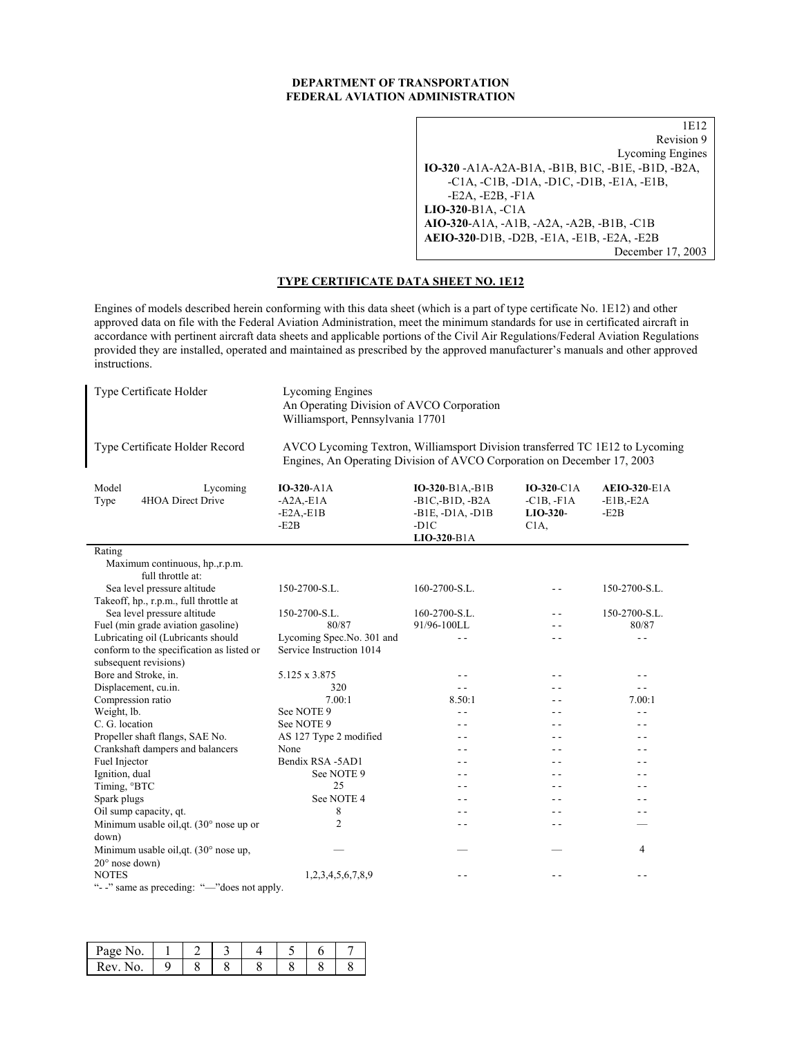**DEPARTMENT OF TRANSPORTATION**
**FEDERAL AVIATION ADMINISTRATION**

1E12
Revision 9
Lycoming Engines
**IO-320** -A1A-A2A-B1A, -B1B, B1C, -B1E, -B1D, -B2A, -C1A, -C1B, -D1A, -D1C, -D1B, -E1A, -E1B, -E2A, -E2B, -F1A
**LIO-320**-B1A, -C1A
**AIO-320**-A1A, -A1B, -A2A, -A2B, -B1B, -C1B
**AEIO-320**-D1B, -D2B, -E1A, -E1B, -E2A, -E2B
December 17, 2003

## TYPE CERTIFICATE DATA SHEET NO. 1E12

Engines of models described herein conforming with this data sheet (which is a part of type certificate No. 1E12) and other approved data on file with the Federal Aviation Administration, meet the minimum standards for use in certificated aircraft in accordance with pertinent aircraft data sheets and applicable portions of the Civil Air Regulations/Federal Aviation Regulations provided they are installed, operated and maintained as prescribed by the approved manufacturer's manuals and other approved instructions.

| | |
|---|---|
| Type Certificate Holder | Lycoming Engines<br>An Operating Division of AVCO Corporation<br>Williamsport, Pennsylvania 17701 |
| Type Certificate Holder Record | AVCO Lycoming Textron, Williamsport Division transferred TC 1E12 to Lycoming Engines, An Operating Division of AVCO Corporation on December 17, 2003 |

| Model Lycoming<br>Type 4HOA Direct Drive | **IO-320**-A1A<br>-A2A,-E1A<br>-E2A,-E1B<br>-E2B | **IO-320**-B1A,-B1B<br>-B1C,-B1D, -B2A<br>-B1E, -D1A, -D1B<br>-D1C<br>**LIO-320**-B1A | **IO-320**-C1A<br>-C1B, -F1A<br>**LIO-320**-<br>C1A, | **AEIO-320**-E1A<br>-E1B,-E2A<br>-E2B |
|---|---|---|---|---|
| Rating | | | | |
| Maximum continuous, hp.,r.p.m. full throttle at: | | | | |
| Sea level pressure altitude | 150-2700-S.L. | 160-2700-S.L. | - - | 150-2700-S.L. |
| Takeoff, hp., r.p.m., full throttle at | | | | |
| Sea level pressure altitude | 150-2700-S.L. | 160-2700-S.L. | - - | 150-2700-S.L. |
| Fuel (min grade aviation gasoline) | 80/87 | 91/96-100LL | - - | 80/87 |
| Lubricating oil (Lubricants should conform to the specification as listed or subsequent revisions) | Lycoming Spec.No. 301 and Service Instruction 1014 | - - | - - | - - |
| Bore and Stroke, in. | 5.125 x 3.875 | - - | - - | - - |
| Displacement, cu.in. | 320 | - - | - - | - - |
| Compression ratio | 7.00:1 | 8.50:1 | - - | 7.00:1 |
| Weight, lb. | See NOTE 9 | - - | - - | - - |
| C. G. location | See NOTE 9 | - - | - - | - - |
| Propeller shaft flanges, SAE No. | AS 127 Type 2 modified | - - | - - | - - |
| Crankshaft dampers and balancers | None | - - | - - | - - |
| Fuel Injector | Bendix RSA -5AD1 | - - | - - | - - |
| Ignition, dual | See NOTE 9 | - - | - - | - - |
| Timing, °BTC | 25 | - - | - - | - - |
| Spark plugs | See NOTE 4 | - - | - - | - - |
| Oil sump capacity, qt. | 8 | - - | - - | - - |
| Minimum usable oil,qt. (30° nose up or down) | 2 | - - | - - | — |
| Minimum usable oil,qt. (30° nose up, 20° nose down) | — | — | — | 4 |
| NOTES | 1,2,3,4,5,6,7,8,9 | - - | - - | - - |

"- -" same as preceding: "—"does not apply.

| Page No. | 1 | 2 | 3 | 4 | 5 | 6 | 7 |
|---|---|---|---|---|---|---|---|
| Rev. No. | 9 | 8 | 8 | 8 | 8 | 8 | 8 |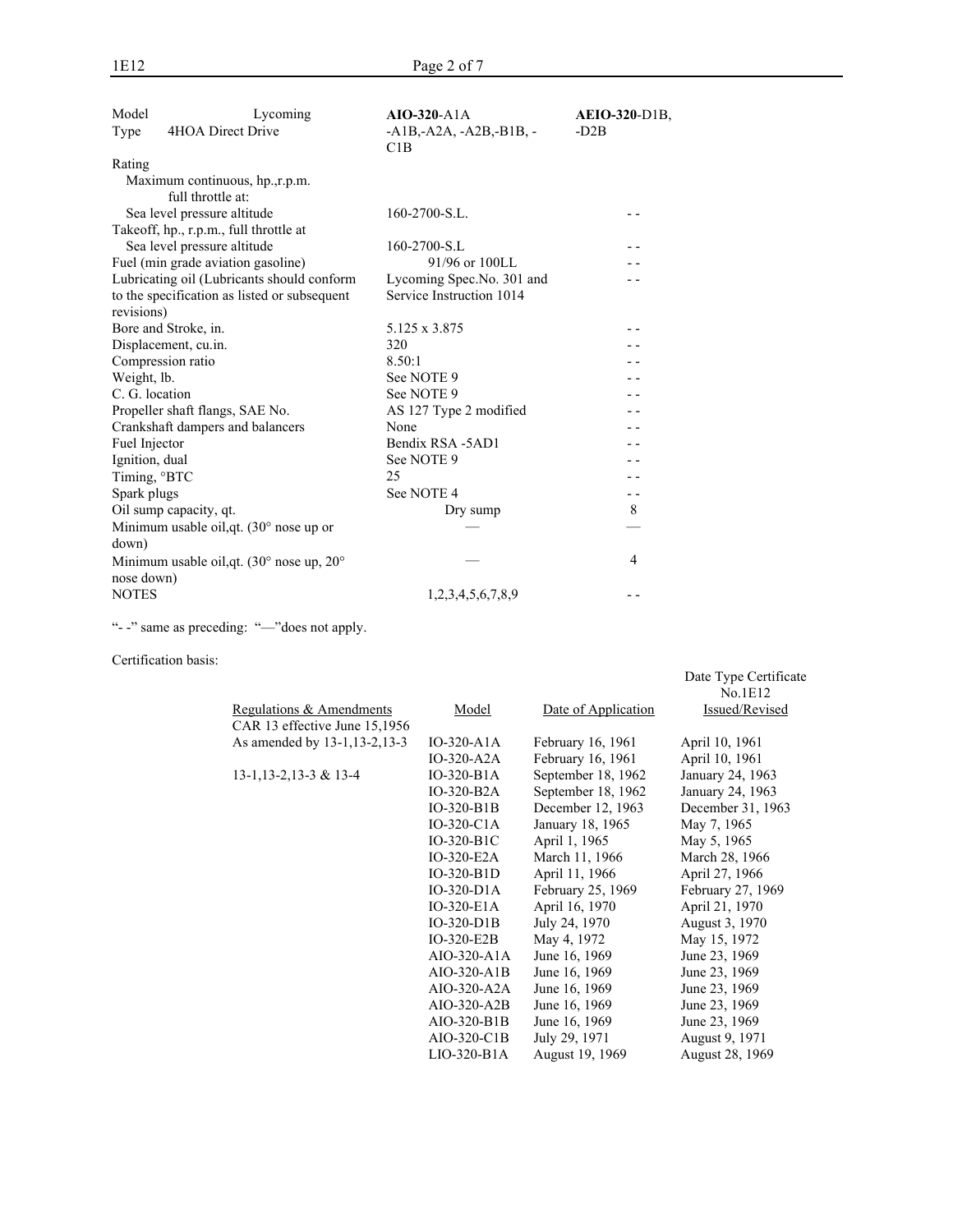| Model | Lycoming | **AIO-320**-A1A | **AEIO-320**-D1B, |
|---|---|---|---|
| Type | 4HOA Direct Drive | -A1B,-A2A, -A2B,-B1B, -C1B | -D2B |
| Rating | | | |
| Maximum continuous, hp.,r.p.m. full throttle at: | | | |
| Sea level pressure altitude | | 160-2700-S.L. | - - |
| Takeoff, hp., r.p.m., full throttle at | | | |
| Sea level pressure altitude | | 160-2700-S.L | - - |
| Fuel (min grade aviation gasoline) | | 91/96 or 100LL | - - |
| Lubricating oil (Lubricants should conform to the specification as listed or subsequent revisions) | | Lycoming Spec.No. 301 and Service Instruction 1014 | - - |
| Bore and Stroke, in. | | 5.125 x 3.875 | - - |
| Displacement, cu.in. | | 320 | - - |
| Compression ratio | | 8.50:1 | - - |
| Weight, lb. | | See NOTE 9 | - - |
| C. G. location | | See NOTE 9 | - - |
| Propeller shaft flanges, SAE No. | | AS 127 Type 2 modified | - - |
| Crankshaft dampers and balancers | | None | - - |
| Fuel Injector | | Bendix RSA -5AD1 | - - |
| Ignition, dual | | See NOTE 9 | - - |
| Timing, °BTC | | 25 | - - |
| Spark plugs | | See NOTE 4 | - - |
| Oil sump capacity, qt. | | Dry sump | 8 |
| Minimum usable oil,qt. (30° nose up or down) | | — | — |
| Minimum usable oil,qt. (30° nose up, 20° nose down) | | — | 4 |
| NOTES | | 1,2,3,4,5,6,7,8,9 | - - |

"- -" same as preceding: "—"does not apply.

Certification basis:

| Regulations & Amendments | Model | Date of Application | Date Type Certificate No.1E12 Issued/Revised |
|---|---|---|---|
| CAR 13 effective June 15,1956 As amended by 13-1,13-2,13-3 | IO-320-A1A | February 16, 1961 | April 10, 1961 |
| | IO-320-A2A | February 16, 1961 | April 10, 1961 |
| 13-1,13-2,13-3 & 13-4 | IO-320-B1A | September 18, 1962 | January 24, 1963 |
| | IO-320-B2A | September 18, 1962 | January 24, 1963 |
| | IO-320-B1B | December 12, 1963 | December 31, 1963 |
| | IO-320-C1A | January 18, 1965 | May 7, 1965 |
| | IO-320-B1C | April 1, 1965 | May 5, 1965 |
| | IO-320-E2A | March 11, 1966 | March 28, 1966 |
| | IO-320-B1D | April 11, 1966 | April 27, 1966 |
| | IO-320-D1A | February 25, 1969 | February 27, 1969 |
| | IO-320-E1A | April 16, 1970 | April 21, 1970 |
| | IO-320-D1B | July 24, 1970 | August 3, 1970 |
| | IO-320-E2B | May 4, 1972 | May 15, 1972 |
| | AIO-320-A1A | June 16, 1969 | June 23, 1969 |
| | AIO-320-A1B | June 16, 1969 | June 23, 1969 |
| | AIO-320-A2A | June 16, 1969 | June 23, 1969 |
| | AIO-320-A2B | June 16, 1969 | June 23, 1969 |
| | AIO-320-B1B | June 16, 1969 | June 23, 1969 |
| | AIO-320-C1B | July 29, 1971 | August 9, 1971 |
| | LIO-320-B1A | August 19, 1969 | August 28, 1969 |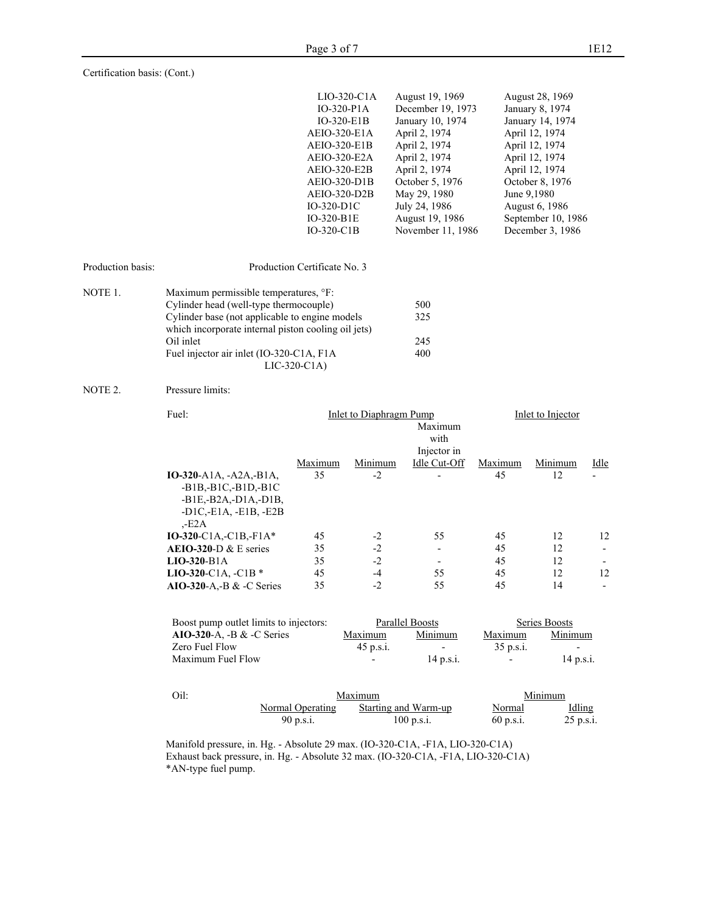Certification basis: (Cont.)

| | | |
|---|---|---|
| LIO-320-C1A | August 19, 1969 | August 28, 1969 |
| IO-320-P1A | December 19, 1973 | January 8, 1974 |
| IO-320-E1B | January 10, 1974 | January 14, 1974 |
| AEIO-320-E1A | April 2, 1974 | April 12, 1974 |
| AEIO-320-E1B | April 2, 1974 | April 12, 1974 |
| AEIO-320-E2A | April 2, 1974 | April 12, 1974 |
| AEIO-320-E2B | April 2, 1974 | April 12, 1974 |
| AEIO-320-D1B | October 5, 1976 | October 8, 1976 |
| AEIO-320-D2B | May 29, 1980 | June 9,1980 |
| IO-320-D1C | July 24, 1986 | August 6, 1986 |
| IO-320-B1E | August 19, 1986 | September 10, 1986 |
| IO-320-C1B | November 11, 1986 | December 3, 1986 |

Production basis: Production Certificate No. 3

NOTE 1. Maximum permissible temperatures, °F:

| | |
|---|---|
| Cylinder head (well-type thermocouple) | 500 |
| Cylinder base (not applicable to engine models which incorporate internal piston cooling oil jets) | 325 |
| Oil inlet | 245 |
| Fuel injector air inlet (IO-320-C1A, F1A LIC-320-C1A) | 400 |

NOTE 2. Pressure limits:

| Fuel: | Inlet to Diaphragm Pump | | | Inlet to Injector | | |
|---|---|---|---|---|---|---|
| | Maximum | Minimum | Maximum with Injector in Idle Cut-Off | Maximum | Minimum | Idle |
| **IO-320**-A1A, -A2A,-B1A, -B1B,-B1C,-B1D,-B1C -B1E,-B2A,-D1A,-D1B, -D1C,-E1A, -E1B, -E2B ,-E2A | 35 | -2 | - | 45 | 12 | - |
| **IO-320**-C1A,-C1B,-F1A* | 45 | -2 | 55 | 45 | 12 | 12 |
| **AEIO-320**-D & E series | 35 | -2 | - | 45 | 12 | - |
| **LIO-320**-B1A | 35 | -2 | - | 45 | 12 | - |
| **LIO-320**-C1A, -C1B * | 45 | -4 | 55 | 45 | 12 | 12 |
| **AIO-320**-A,-B & -C Series | 35 | -2 | 55 | 45 | 14 | - |

| Boost pump outlet limits to injectors: | Parallel Boosts | | Series Boosts | |
|---|---|---|---|---|
| **AIO-320**-A, -B & -C Series | Maximum | Minimum | Maximum | Minimum |
| Zero Fuel Flow | 45 p.s.i. | - | 35 p.s.i. | - |
| Maximum Fuel Flow | - | 14 p.s.i. | - | 14 p.s.i. |

| Oil: | Maximum | | Minimum | |
|---|---|---|---|---|
| | Normal Operating | Starting and Warm-up | Normal | Idling |
| | 90 p.s.i. | 100 p.s.i. | 60 p.s.i. | 25 p.s.i. |

Manifold pressure, in. Hg. - Absolute 29 max. (IO-320-C1A, -F1A, LIO-320-C1A)
Exhaust back pressure, in. Hg. - Absolute 32 max. (IO-320-C1A, -F1A, LIO-320-C1A)
*AN-type fuel pump.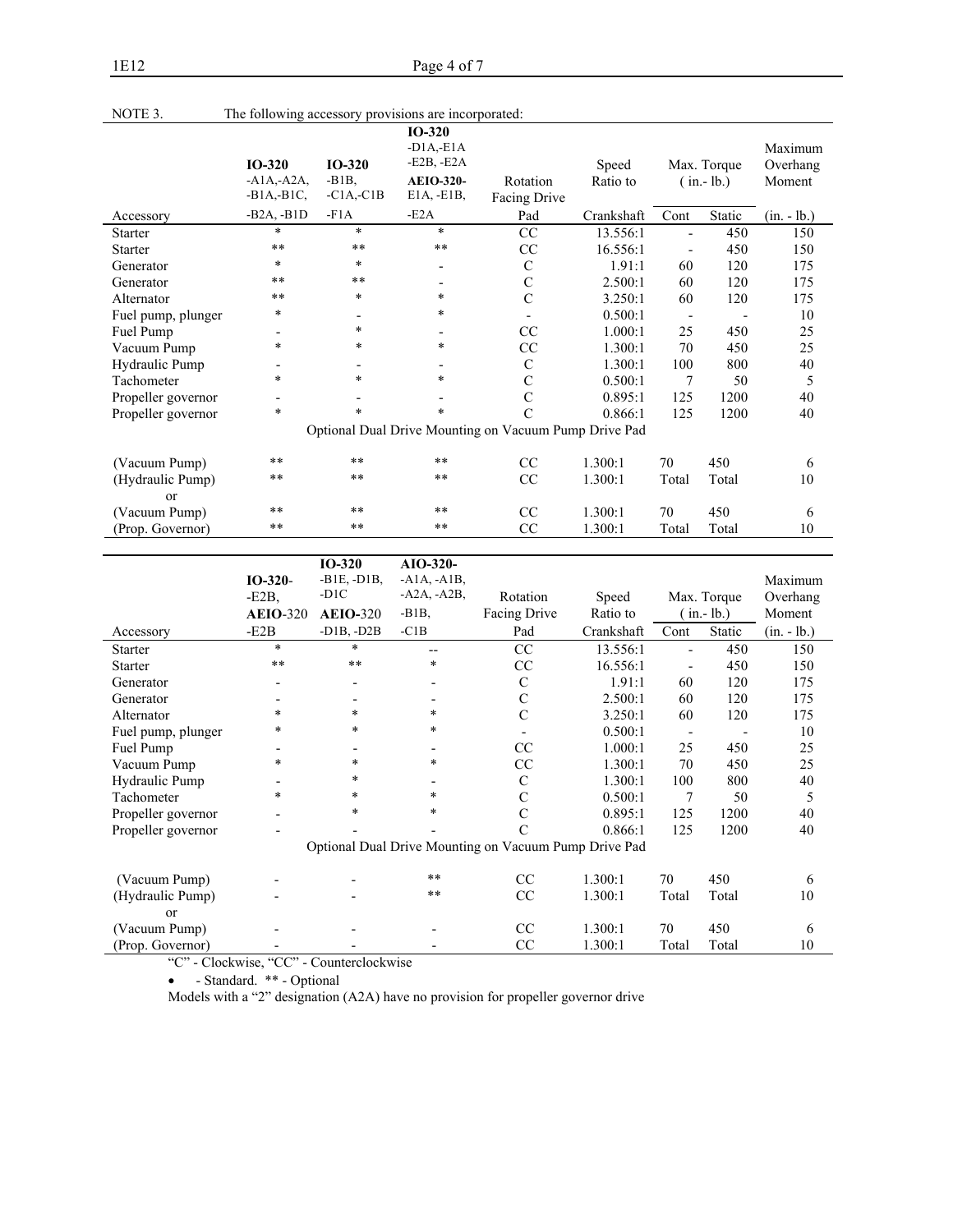NOTE 3. The following accessory provisions are incorporated:

| Accessory | **IO-320** -A1A,-A2A, -B1A,-B1C, -B2A, -B1D | **IO-320** -B1B, -C1A,-C1B -F1A | **IO-320** -D1A,-E1A -E2B, -E2A **AEIO-320-** E1A, -E1B, -E2A | Rotation Facing Drive Pad | Speed Ratio to Crankshaft | Max. Torque (in.- lb.) Cont | Static | Maximum Overhang Moment (in. - lb.) |
|---|---|---|---|---|---|---|---|---|
| Starter | * | * | * | CC | 13.556:1 | - | 450 | 150 |
| Starter | ** | ** | ** | CC | 16.556:1 | - | 450 | 150 |
| Generator | * | * | - | C | 1.91:1 | 60 | 120 | 175 |
| Generator | ** | ** | - | C | 2.500:1 | 60 | 120 | 175 |
| Alternator | ** | * | * | C | 3.250:1 | 60 | 120 | 175 |
| Fuel pump, plunger | * | - | * | - | 0.500:1 | - | - | 10 |
| Fuel Pump | - | * | - | CC | 1.000:1 | 25 | 450 | 25 |
| Vacuum Pump | * | * | * | CC | 1.300:1 | 70 | 450 | 25 |
| Hydraulic Pump | - | - | - | C | 1.300:1 | 100 | 800 | 40 |
| Tachometer | * | * | * | C | 0.500:1 | 7 | 50 | 5 |
| Propeller governor | - | - | - | C | 0.895:1 | 125 | 1200 | 40 |
| Propeller governor | * | * | * | C | 0.866:1 | 125 | 1200 | 40 |
| Optional Dual Drive Mounting on Vacuum Pump Drive Pad | | | | | | | | |
| (Vacuum Pump) | ** | ** | ** | CC | 1.300:1 | 70 | 450 | 6 |
| (Hydraulic Pump) | ** | ** | ** | CC | 1.300:1 | Total | Total | 10 |
| or | | | | | | | | |
| (Vacuum Pump) | ** | ** | ** | CC | 1.300:1 | 70 | 450 | 6 |
| (Prop. Governor) | ** | ** | ** | CC | 1.300:1 | Total | Total | 10 |

| Accessory | **IO-320-** -E2B, **AEIO**-320 -E2B | **IO-320** -B1E, -D1B, -D1C **AEIO-**320 -D1B, -D2B | **AIO-320-** -A1A, -A1B, -A2A, -A2B, -B1B, -C1B | Rotation Facing Drive Pad | Speed Ratio to Crankshaft | Max. Torque (in.- lb.) Cont | Static | Maximum Overhang Moment (in. - lb.) |
|---|---|---|---|---|---|---|---|---|
| Starter | * | * | -- | CC | 13.556:1 | - | 450 | 150 |
| Starter | ** | ** | * | CC | 16.556:1 | - | 450 | 150 |
| Generator | - | - | - | C | 1.91:1 | 60 | 120 | 175 |
| Generator | - | - | - | C | 2.500:1 | 60 | 120 | 175 |
| Alternator | * | * | * | C | 3.250:1 | 60 | 120 | 175 |
| Fuel pump, plunger | * | * | * | - | 0.500:1 | - | - | 10 |
| Fuel Pump | - | - | - | CC | 1.000:1 | 25 | 450 | 25 |
| Vacuum Pump | * | * | * | CC | 1.300:1 | 70 | 450 | 25 |
| Hydraulic Pump | - | * | - | C | 1.300:1 | 100 | 800 | 40 |
| Tachometer | * | * | * | C | 0.500:1 | 7 | 50 | 5 |
| Propeller governor | - | * | * | C | 0.895:1 | 125 | 1200 | 40 |
| Propeller governor | - | - | - | C | 0.866:1 | 125 | 1200 | 40 |
| Optional Dual Drive Mounting on Vacuum Pump Drive Pad | | | | | | | | |
| (Vacuum Pump) | - | - | ** | CC | 1.300:1 | 70 | 450 | 6 |
| (Hydraulic Pump) | - | - | ** | CC | 1.300:1 | Total | Total | 10 |
| or | | | | | | | | |
| (Vacuum Pump) | - | - | - | CC | 1.300:1 | 70 | 450 | 6 |
| (Prop. Governor) | - | - | - | CC | 1.300:1 | Total | Total | 10 |

"C" - Clockwise, "CC" - Counterclockwise

* - Standard. ** - Optional

Models with a "2" designation (A2A) have no provision for propeller governor drive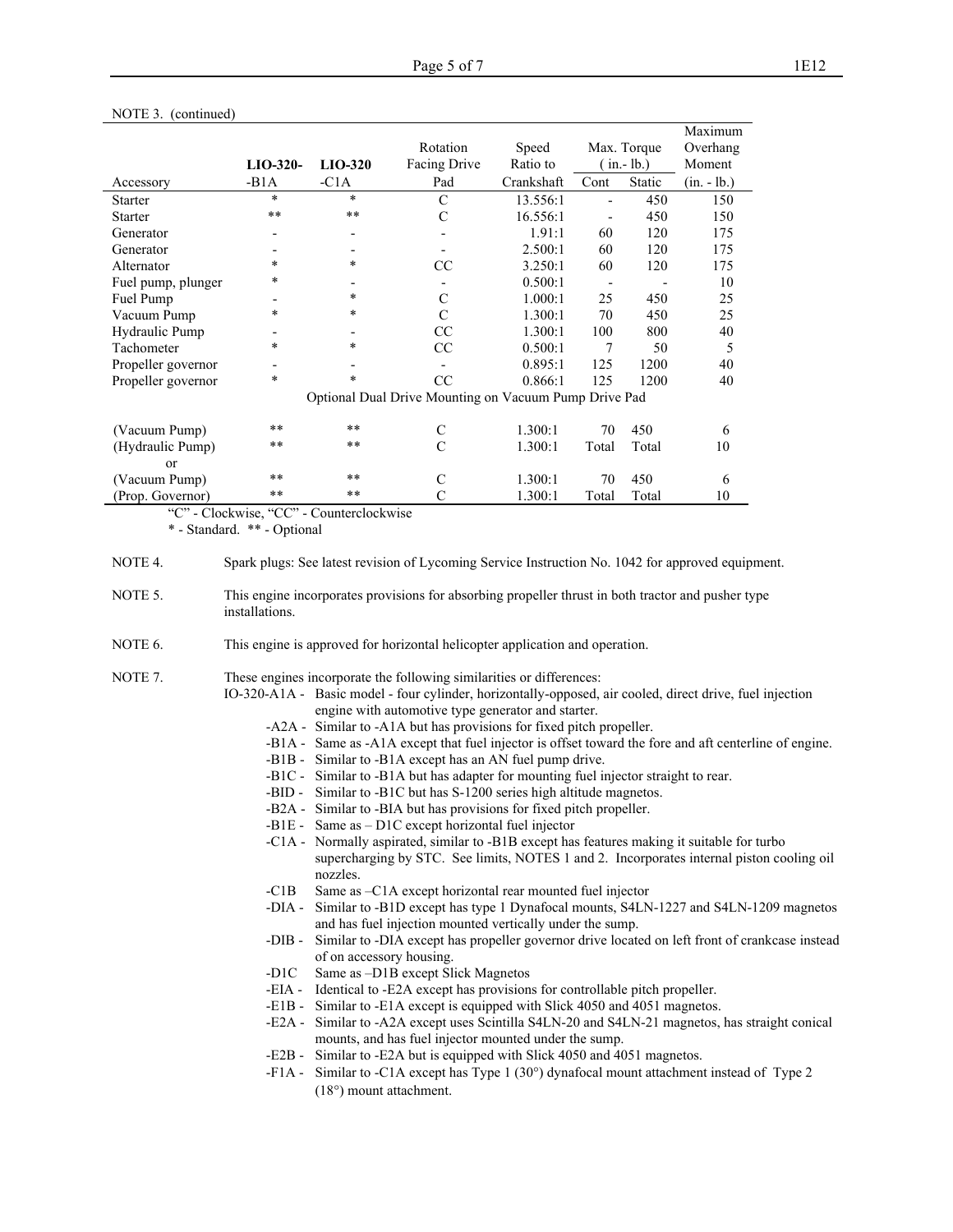NOTE 3. (continued)

| Accessory | LIO-320- -B1A | LIO-320 -C1A | Rotation Facing Drive Pad | Speed Ratio to Crankshaft | Max. Torque ( in.- lb.) Cont | Static | Maximum Overhang Moment (in. - lb.) |
|---|---|---|---|---|---|---|---|
| Starter | * | * | C | 13.556:1 | - | 450 | 150 |
| Starter | ** | ** | C | 16.556:1 | - | 450 | 150 |
| Generator | - | - | - | 1.91:1 | 60 | 120 | 175 |
| Generator | - | - | - | 2.500:1 | 60 | 120 | 175 |
| Alternator | * | * | CC | 3.250:1 | 60 | 120 | 175 |
| Fuel pump, plunger | * | - | - | 0.500:1 | - | - | 10 |
| Fuel Pump | - | * | C | 1.000:1 | 25 | 450 | 25 |
| Vacuum Pump | * | * | C | 1.300:1 | 70 | 450 | 25 |
| Hydraulic Pump | - | - | CC | 1.300:1 | 100 | 800 | 40 |
| Tachometer | * | * | CC | 0.500:1 | 7 | 50 | 5 |
| Propeller governor | - | - | - | 0.895:1 | 125 | 1200 | 40 |
| Propeller governor | * | * | CC | 0.866:1 | 125 | 1200 | 40 |
| Optional Dual Drive Mounting on Vacuum Pump Drive Pad | | | | | | | |
| (Vacuum Pump) | ** | ** | C | 1.300:1 | 70 | 450 | 6 |
| (Hydraulic Pump) | ** | ** | C | 1.300:1 | Total | Total | 10 |
| or | | | | | | | |
| (Vacuum Pump) | ** | ** | C | 1.300:1 | 70 | 450 | 6 |
| (Prop. Governor) | ** | ** | C | 1.300:1 | Total | Total | 10 |

"C" - Clockwise, "CC" - Counterclockwise
* - Standard. ** - Optional

NOTE 4. Spark plugs: See latest revision of Lycoming Service Instruction No. 1042 for approved equipment.

NOTE 5. This engine incorporates provisions for absorbing propeller thrust in both tractor and pusher type installations.

NOTE 6. This engine is approved for horizontal helicopter application and operation.

NOTE 7. These engines incorporate the following similarities or differences:

- IO-320-A1A - Basic model - four cylinder, horizontally-opposed, air cooled, direct drive, fuel injection engine with automotive type generator and starter.
- -A2A - Similar to -A1A but has provisions for fixed pitch propeller.
- -B1A - Same as -A1A except that fuel injector is offset toward the fore and aft centerline of engine.
- -B1B - Similar to -B1A except has an AN fuel pump drive.
- -B1C - Similar to -B1A but has adapter for mounting fuel injector straight to rear.
- -BID - Similar to -B1C but has S-1200 series high altitude magnetos.
- -B2A - Similar to -BIA but has provisions for fixed pitch propeller.
- -B1E - Same as – D1C except horizontal fuel injector
- -C1A - Normally aspirated, similar to -B1B except has features making it suitable for turbo supercharging by STC. See limits, NOTES 1 and 2. Incorporates internal piston cooling oil nozzles.
- -C1B Same as –C1A except horizontal rear mounted fuel injector
- -DIA - Similar to -B1D except has type 1 Dynafocal mounts, S4LN-1227 and S4LN-1209 magnetos and has fuel injection mounted vertically under the sump.
- -DIB - Similar to -DIA except has propeller governor drive located on left front of crankcase instead of on accessory housing.
- -D1C Same as –D1B except Slick Magnetos
- -EIA - Identical to -E2A except has provisions for controllable pitch propeller.
- -E1B - Similar to -E1A except is equipped with Slick 4050 and 4051 magnetos.
- -E2A - Similar to -A2A except uses Scintilla S4LN-20 and S4LN-21 magnetos, has straight conical mounts, and has fuel injector mounted under the sump.
- -E2B - Similar to -E2A but is equipped with Slick 4050 and 4051 magnetos.
- -F1A - Similar to -C1A except has Type 1 (30°) dynafocal mount attachment instead of Type 2 (18°) mount attachment.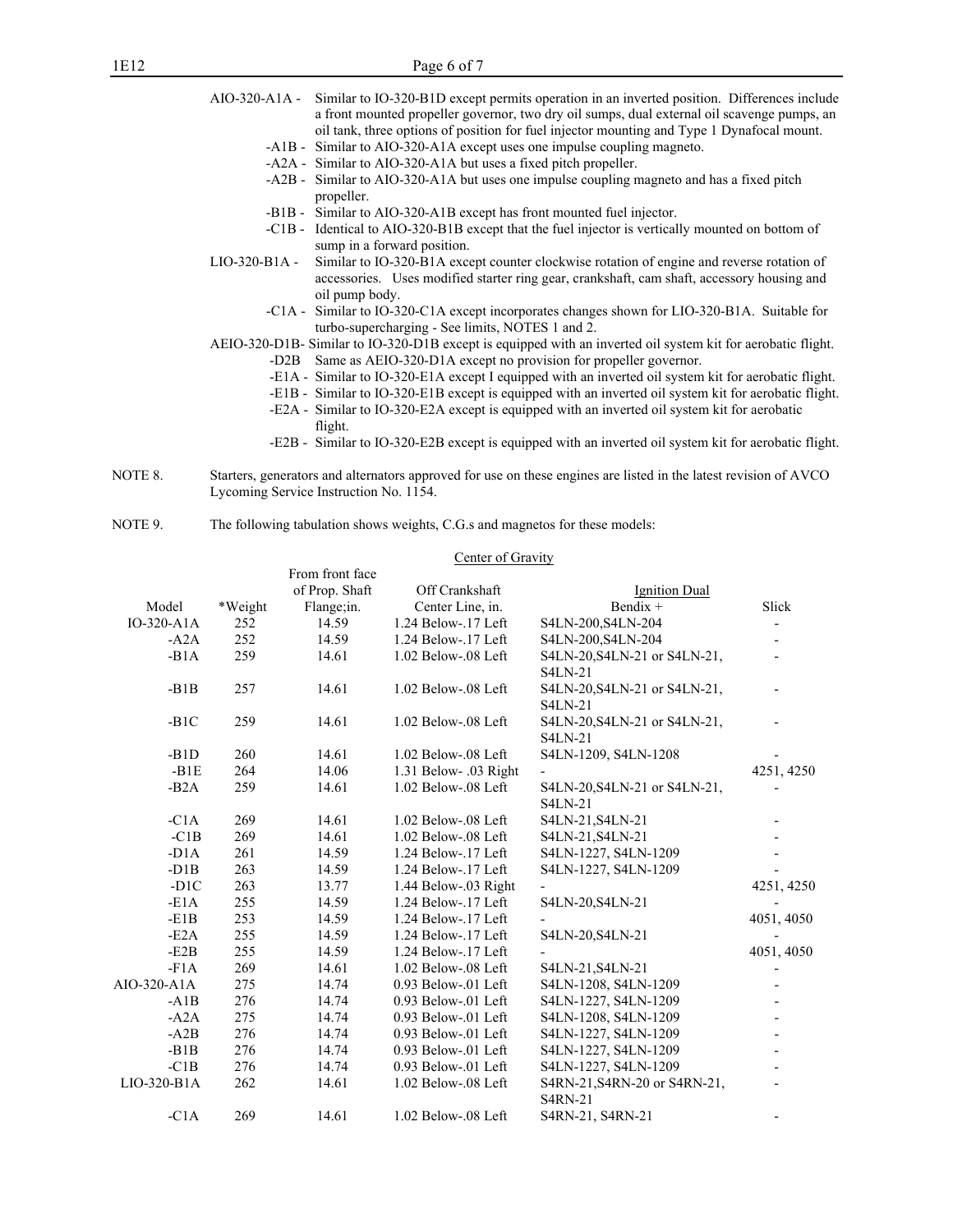AIO-320-A1A - Similar to IO-320-B1D except permits operation in an inverted position. Differences include a front mounted propeller governor, two dry oil sumps, dual external oil scavenge pumps, an oil tank, three options of position for fuel injector mounting and Type 1 Dynafocal mount.

-A1B - Similar to AIO-320-A1A except uses one impulse coupling magneto.

-A2A - Similar to AIO-320-A1A but uses a fixed pitch propeller.

-A2B - Similar to AIO-320-A1A but uses one impulse coupling magneto and has a fixed pitch propeller.

-B1B - Similar to AIO-320-A1B except has front mounted fuel injector.

-C1B - Identical to AIO-320-B1B except that the fuel injector is vertically mounted on bottom of sump in a forward position.

LIO-320-B1A - Similar to IO-320-B1A except counter clockwise rotation of engine and reverse rotation of accessories. Uses modified starter ring gear, crankshaft, cam shaft, accessory housing and oil pump body.

-C1A - Similar to IO-320-C1A except incorporates changes shown for LIO-320-B1A. Suitable for turbo-supercharging - See limits, NOTES 1 and 2.

AEIO-320-D1B- Similar to IO-320-D1B except is equipped with an inverted oil system kit for aerobatic flight.

-D2B Same as AEIO-320-D1A except no provision for propeller governor.

-E1A - Similar to IO-320-E1A except I equipped with an inverted oil system kit for aerobatic flight.

-E1B - Similar to IO-320-E1B except is equipped with an inverted oil system kit for aerobatic flight.

-E2A - Similar to IO-320-E2A except is equipped with an inverted oil system kit for aerobatic flight.

-E2B - Similar to IO-320-E2B except is equipped with an inverted oil system kit for aerobatic flight.

NOTE 8. Starters, generators and alternators approved for use on these engines are listed in the latest revision of AVCO Lycoming Service Instruction No. 1154.

NOTE 9. The following tabulation shows weights, C.G.s and magnetos for these models:

| | | Center of Gravity | | | |
|---|---|---|---|---|---|
| Model | *Weight | From front face of Prop. Shaft Flange;in. | Off Crankshaft Center Line, in. | Ignition Dual Bendix + | Slick |
| IO-320-A1A | 252 | 14.59 | 1.24 Below-.17 Left | S4LN-200,S4LN-204 | - |
| -A2A | 252 | 14.59 | 1.24 Below-.17 Left | S4LN-200,S4LN-204 | - |
| -B1A | 259 | 14.61 | 1.02 Below-.08 Left | S4LN-20,S4LN-21 or S4LN-21, S4LN-21 | - |
| -B1B | 257 | 14.61 | 1.02 Below-.08 Left | S4LN-20,S4LN-21 or S4LN-21, S4LN-21 | - |
| -B1C | 259 | 14.61 | 1.02 Below-.08 Left | S4LN-20,S4LN-21 or S4LN-21, S4LN-21 | - |
| -B1D | 260 | 14.61 | 1.02 Below-.08 Left | S4LN-1209, S4LN-1208 | - |
| -B1E | 264 | 14.06 | 1.31 Below- .03 Right | - | 4251, 4250 |
| -B2A | 259 | 14.61 | 1.02 Below-.08 Left | S4LN-20,S4LN-21 or S4LN-21, S4LN-21 | - |
| -C1A | 269 | 14.61 | 1.02 Below-.08 Left | S4LN-21,S4LN-21 | - |
| -C1B | 269 | 14.61 | 1.02 Below-.08 Left | S4LN-21,S4LN-21 | - |
| -D1A | 261 | 14.59 | 1.24 Below-.17 Left | S4LN-1227, S4LN-1209 | - |
| -D1B | 263 | 14.59 | 1.24 Below-.17 Left | S4LN-1227, S4LN-1209 | - |
| -D1C | 263 | 13.77 | 1.44 Below-.03 Right | - | 4251, 4250 |
| -E1A | 255 | 14.59 | 1.24 Below-.17 Left | S4LN-20,S4LN-21 | - |
| -E1B | 253 | 14.59 | 1.24 Below-.17 Left | - | 4051, 4050 |
| -E2A | 255 | 14.59 | 1.24 Below-.17 Left | S4LN-20,S4LN-21 | - |
| -E2B | 255 | 14.59 | 1.24 Below-.17 Left | - | 4051, 4050 |
| -F1A | 269 | 14.61 | 1.02 Below-.08 Left | S4LN-21,S4LN-21 | - |
| AIO-320-A1A | 275 | 14.74 | 0.93 Below-.01 Left | S4LN-1208, S4LN-1209 | - |
| -A1B | 276 | 14.74 | 0.93 Below-.01 Left | S4LN-1227, S4LN-1209 | - |
| -A2A | 275 | 14.74 | 0.93 Below-.01 Left | S4LN-1208, S4LN-1209 | - |
| -A2B | 276 | 14.74 | 0.93 Below-.01 Left | S4LN-1227, S4LN-1209 | - |
| -B1B | 276 | 14.74 | 0.93 Below-.01 Left | S4LN-1227, S4LN-1209 | - |
| -C1B | 276 | 14.74 | 0.93 Below-.01 Left | S4LN-1227, S4LN-1209 | - |
| LIO-320-B1A | 262 | 14.61 | 1.02 Below-.08 Left | S4RN-21,S4RN-20 or S4RN-21, S4RN-21 | - |
| -C1A | 269 | 14.61 | 1.02 Below-.08 Left | S4RN-21, S4RN-21 | - |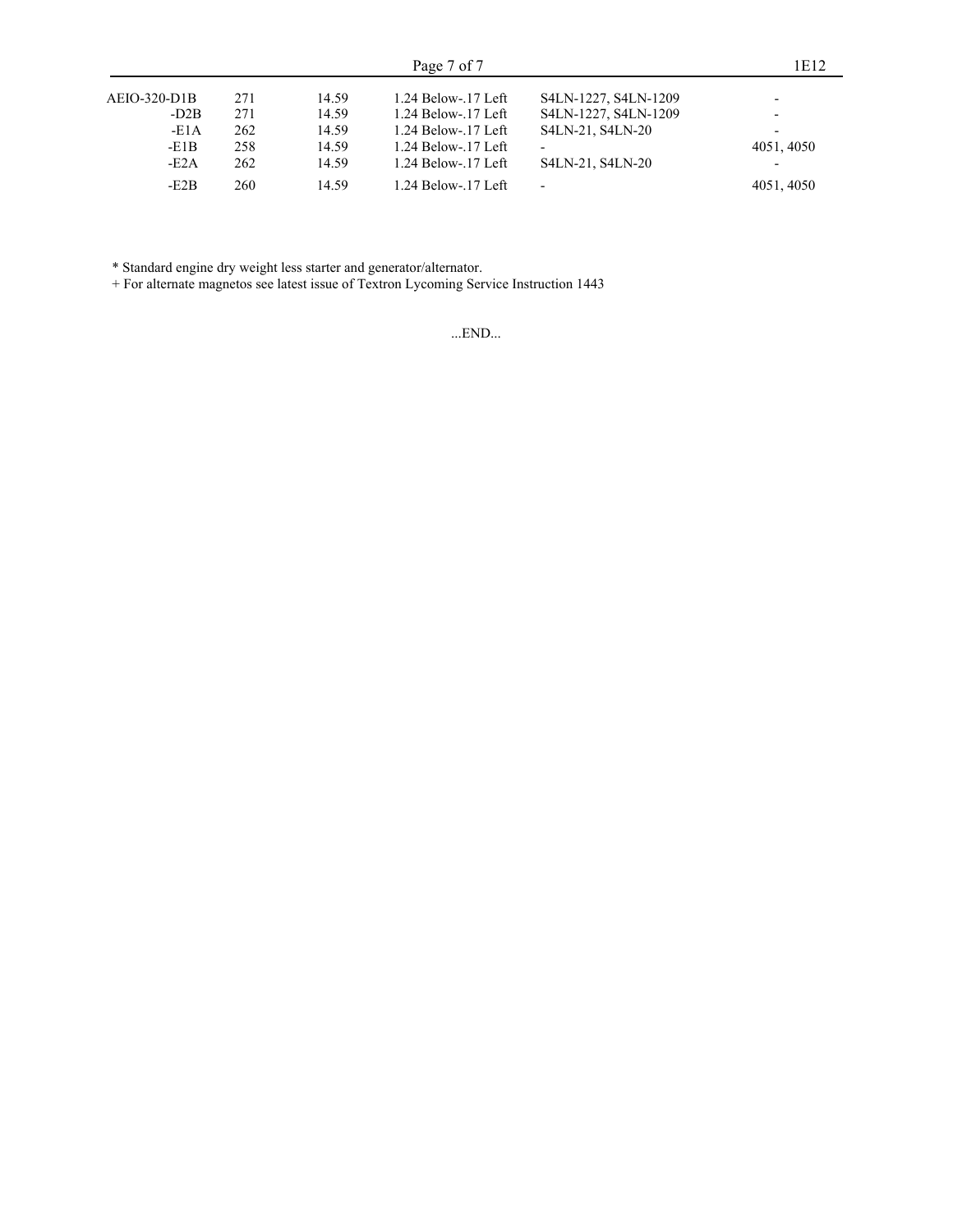| | | | | | |
|---|---|---|---|---|---|
| AEIO-320-D1B | 271 | 14.59 | 1.24 Below-.17 Left | S4LN-1227, S4LN-1209 | - |
| -D2B | 271 | 14.59 | 1.24 Below-.17 Left | S4LN-1227, S4LN-1209 | - |
| -E1A | 262 | 14.59 | 1.24 Below-.17 Left | S4LN-21, S4LN-20 | - |
| -E1B | 258 | 14.59 | 1.24 Below-.17 Left | - | 4051, 4050 |
| -E2A | 262 | 14.59 | 1.24 Below-.17 Left | S4LN-21, S4LN-20 | - |
| -E2B | 260 | 14.59 | 1.24 Below-.17 Left | - | 4051, 4050 |

* Standard engine dry weight less starter and generator/alternator.

+ For alternate magnetos see latest issue of Textron Lycoming Service Instruction 1443

...END...